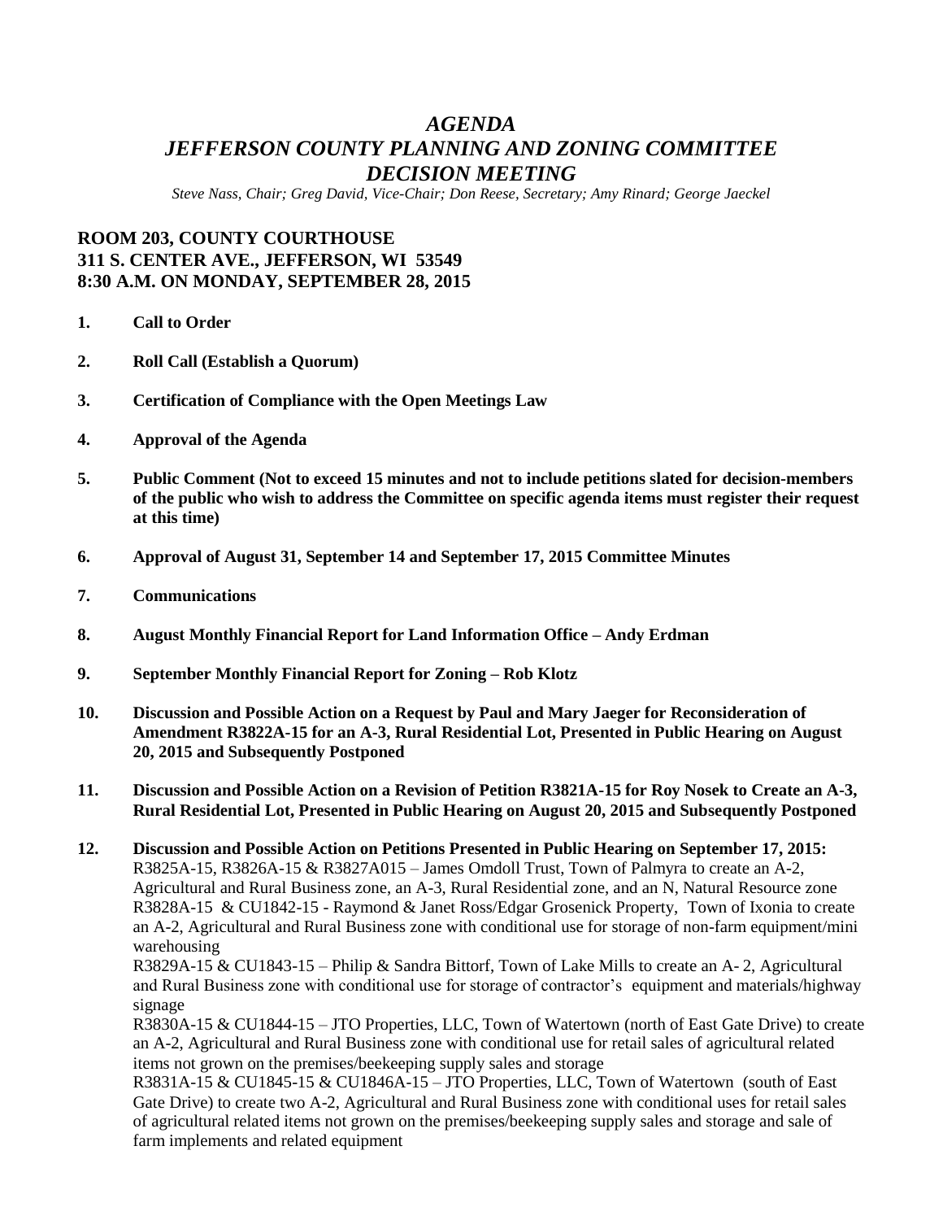# *AGENDA*
# *JEFFERSON COUNTY PLANNING AND ZONING COMMITTEE*
# *DECISION MEETING*

*Steve Nass, Chair; Greg David, Vice-Chair; Don Reese, Secretary; Amy Rinard; George Jaeckel*

**ROOM 203, COUNTY COURTHOUSE**
**311 S. CENTER AVE., JEFFERSON, WI 53549**
**8:30 A.M. ON MONDAY, SEPTEMBER 28, 2015**

1. **Call to Order**

2. **Roll Call (Establish a Quorum)**

3. **Certification of Compliance with the Open Meetings Law**

4. **Approval of the Agenda**

5. **Public Comment (Not to exceed 15 minutes and not to include petitions slated for decision-members of the public who wish to address the Committee on specific agenda items must register their request at this time)**

6. **Approval of August 31, September 14 and September 17, 2015 Committee Minutes**

7. **Communications**

8. **August Monthly Financial Report for Land Information Office – Andy Erdman**

9. **September Monthly Financial Report for Zoning – Rob Klotz**

10. **Discussion and Possible Action on a Request by Paul and Mary Jaeger for Reconsideration of Amendment R3822A-15 for an A-3, Rural Residential Lot, Presented in Public Hearing on August 20, 2015 and Subsequently Postponed**

11. **Discussion and Possible Action on a Revision of Petition R3821A-15 for Roy Nosek to Create an A-3, Rural Residential Lot, Presented in Public Hearing on August 20, 2015 and Subsequently Postponed**

12. **Discussion and Possible Action on Petitions Presented in Public Hearing on September 17, 2015:**
    R3825A-15, R3826A-15 & R3827A015 – James Omdoll Trust, Town of Palmyra to create an A-2, Agricultural and Rural Business zone, an A-3, Rural Residential zone, and an N, Natural Resource zone
    R3828A-15 & CU1842-15 - Raymond & Janet Ross/Edgar Grosenick Property, Town of Ixonia to create an A-2, Agricultural and Rural Business zone with conditional use for storage of non-farm equipment/mini warehousing
    R3829A-15 & CU1843-15 – Philip & Sandra Bittorf, Town of Lake Mills to create an A- 2, Agricultural and Rural Business zone with conditional use for storage of contractor's equipment and materials/highway signage
    R3830A-15 & CU1844-15 – JTO Properties, LLC, Town of Watertown (north of East Gate Drive) to create an A-2, Agricultural and Rural Business zone with conditional use for retail sales of agricultural related items not grown on the premises/beekeeping supply sales and storage
    R3831A-15 & CU1845-15 & CU1846A-15 – JTO Properties, LLC, Town of Watertown (south of East Gate Drive) to create two A-2, Agricultural and Rural Business zone with conditional uses for retail sales of agricultural related items not grown on the premises/beekeeping supply sales and storage and sale of farm implements and related equipment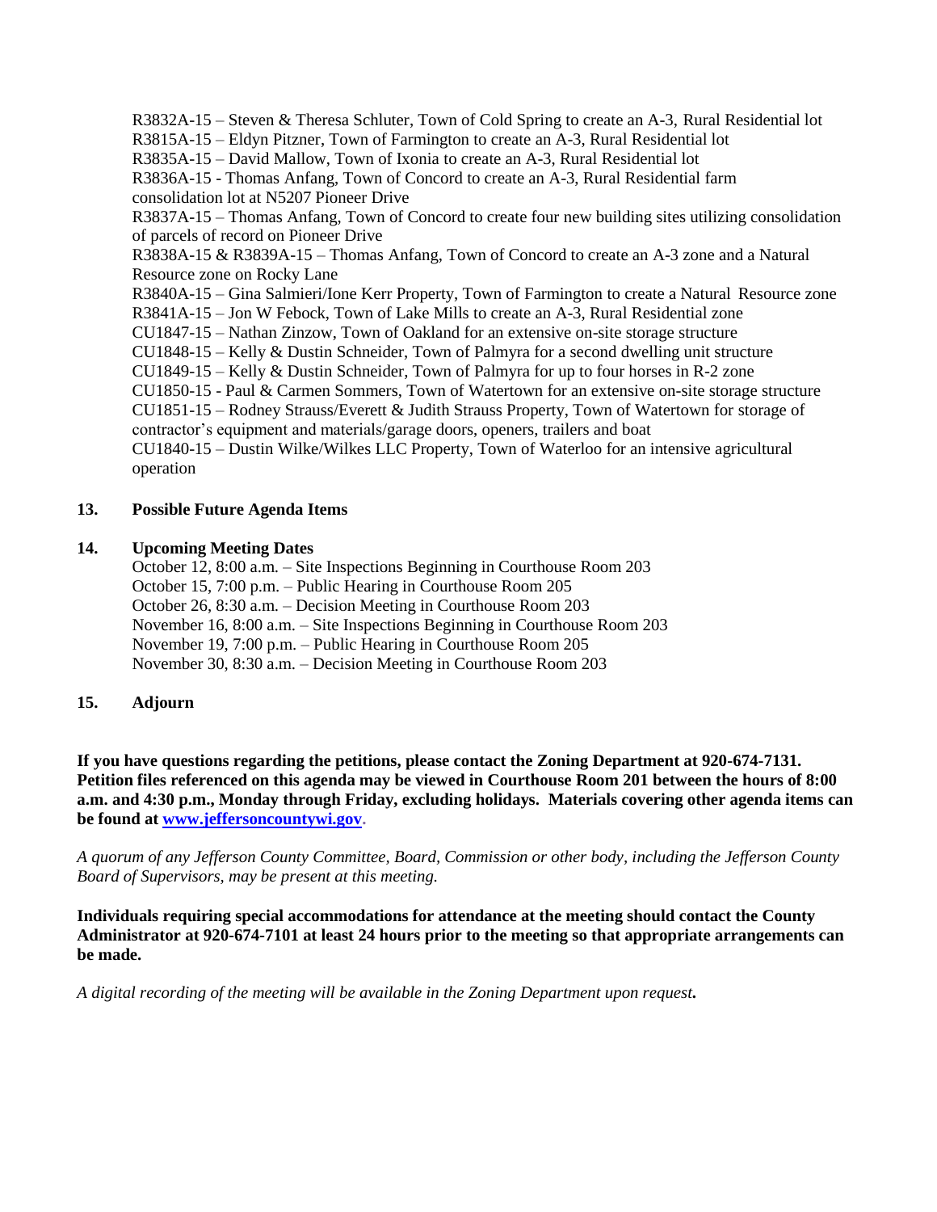R3832A-15 – Steven & Theresa Schluter, Town of Cold Spring to create an A-3, Rural Residential lot
R3815A-15 – Eldyn Pitzner, Town of Farmington to create an A-3, Rural Residential lot
R3835A-15 – David Mallow, Town of Ixonia to create an A-3, Rural Residential lot
R3836A-15 - Thomas Anfang, Town of Concord to create an A-3, Rural Residential farm consolidation lot at N5207 Pioneer Drive
R3837A-15 – Thomas Anfang, Town of Concord to create four new building sites utilizing consolidation of parcels of record on Pioneer Drive
R3838A-15 & R3839A-15 – Thomas Anfang, Town of Concord to create an A-3 zone and a Natural Resource zone on Rocky Lane
R3840A-15 – Gina Salmieri/Ione Kerr Property, Town of Farmington to create a Natural Resource zone
R3841A-15 – Jon W Febock, Town of Lake Mills to create an A-3, Rural Residential zone
CU1847-15 – Nathan Zinzow, Town of Oakland for an extensive on-site storage structure
CU1848-15 – Kelly & Dustin Schneider, Town of Palmyra for a second dwelling unit structure
CU1849-15 – Kelly & Dustin Schneider, Town of Palmyra for up to four horses in R-2 zone
CU1850-15 - Paul & Carmen Sommers, Town of Watertown for an extensive on-site storage structure
CU1851-15 – Rodney Strauss/Everett & Judith Strauss Property, Town of Watertown for storage of contractor's equipment and materials/garage doors, openers, trailers and boat
CU1840-15 – Dustin Wilke/Wilkes LLC Property, Town of Waterloo for an intensive agricultural operation

**13. Possible Future Agenda Items**

**14. Upcoming Meeting Dates**

October 12, 8:00 a.m. – Site Inspections Beginning in Courthouse Room 203
October 15, 7:00 p.m. – Public Hearing in Courthouse Room 205
October 26, 8:30 a.m. – Decision Meeting in Courthouse Room 203
November 16, 8:00 a.m. – Site Inspections Beginning in Courthouse Room 203
November 19, 7:00 p.m. – Public Hearing in Courthouse Room 205
November 30, 8:30 a.m. – Decision Meeting in Courthouse Room 203

**15. Adjourn**

**If you have questions regarding the petitions, please contact the Zoning Department at 920-674-7131. Petition files referenced on this agenda may be viewed in Courthouse Room 201 between the hours of 8:00 a.m. and 4:30 p.m., Monday through Friday, excluding holidays. Materials covering other agenda items can be found at www.jeffersoncountywi.gov.**

*A quorum of any Jefferson County Committee, Board, Commission or other body, including the Jefferson County Board of Supervisors, may be present at this meeting.*

**Individuals requiring special accommodations for attendance at the meeting should contact the County Administrator at 920-674-7101 at least 24 hours prior to the meeting so that appropriate arrangements can be made.**

*A digital recording of the meeting will be available in the Zoning Department upon request.*